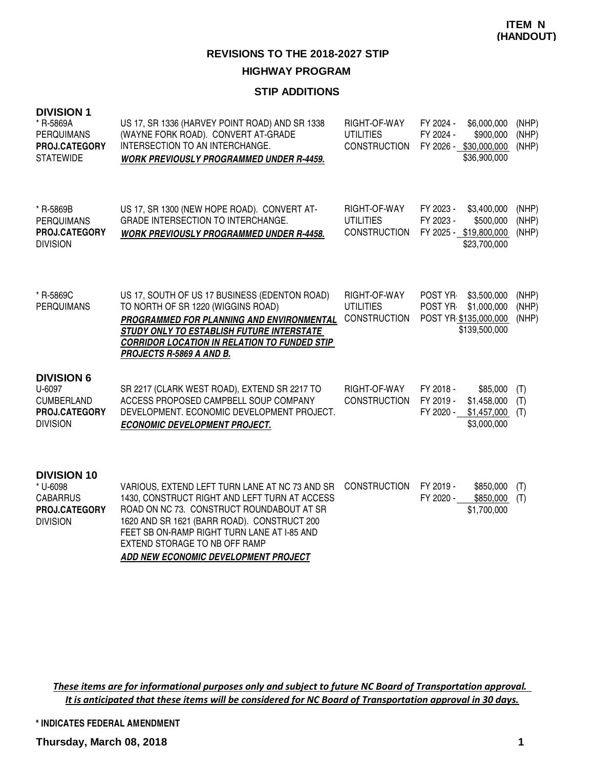**ITEM N (HANDOUT)**

# REVISIONS TO THE 2018-2027 STIP

## HIGHWAY PROGRAM

### STIP ADDITIONS

**DIVISION 1**

| Project | Description | Work Type | Year | Amount | Fund |
|---|---|---|---|---|---|
| * R-5869A<br>PERQUIMANS<br>**PROJ.CATEGORY**<br>STATEWIDE | US 17, SR 1336 (HARVEY POINT ROAD) AND SR 1338 (WAYNE FORK ROAD). CONVERT AT-GRADE INTERSECTION TO AN INTERCHANGE.<br>***WORK PREVIOUSLY PROGRAMMED UNDER R-4459.*** | RIGHT-OF-WAY<br>UTILITIES<br>CONSTRUCTION | FY 2024 -<br>FY 2024 -<br>FY 2026 - | $6,000,000<br>$900,000<br>$30,000,000<br>$36,900,000 | (NHP)<br>(NHP)<br>(NHP) |
| * R-5869B<br>PERQUIMANS<br>**PROJ.CATEGORY**<br>DIVISION | US 17, SR 1300 (NEW HOPE ROAD). CONVERT AT-GRADE INTERSECTION TO INTERCHANGE.<br>***WORK PREVIOUSLY PROGRAMMED UNDER R-4458.*** | RIGHT-OF-WAY<br>UTILITIES<br>CONSTRUCTION | FY 2023 -<br>FY 2023 -<br>FY 2025 - | $3,400,000<br>$500,000<br>$19,800,000<br>$23,700,000 | (NHP)<br>(NHP)<br>(NHP) |
| * R-5869C<br>PERQUIMANS | US 17, SOUTH OF US 17 BUSINESS (EDENTON ROAD) TO NORTH OF SR 1220 (WIGGINS ROAD)<br>***PROGRAMMED FOR PLANNING AND ENVIRONMENTAL STUDY ONLY TO ESTABLISH FUTURE INTERSTATE CORRIDOR LOCATION IN RELATION TO FUNDED STIP PROJECTS R-5869 A AND B.*** | RIGHT-OF-WAY<br>UTILITIES<br>CONSTRUCTION | POST YR-<br>POST YR-<br>POST YR- | $3,500,000<br>$1,000,000<br>$135,000,000<br>$139,500,000 | (NHP)<br>(NHP)<br>(NHP) |

**DIVISION 6**

| Project | Description | Work Type | Year | Amount | Fund |
|---|---|---|---|---|---|
| U-6097<br>CUMBERLAND<br>**PROJ.CATEGORY**<br>DIVISION | SR 2217 (CLARK WEST ROAD), EXTEND SR 2217 TO ACCESS PROPOSED CAMPBELL SOUP COMPANY DEVELOPMENT. ECONOMIC DEVELOPMENT PROJECT.<br>***ECONOMIC DEVELOPMENT PROJECT.*** | RIGHT-OF-WAY<br>CONSTRUCTION | FY 2018 -<br>FY 2019 -<br>FY 2020 - | $85,000<br>$1,458,000<br>$1,457,000<br>$3,000,000 | (T)<br>(T)<br>(T) |

**DIVISION 10**

| Project | Description | Work Type | Year | Amount | Fund |
|---|---|---|---|---|---|
| * U-6098<br>CABARRUS<br>**PROJ.CATEGORY**<br>DIVISION | VARIOUS, EXTEND LEFT TURN LANE AT NC 73 AND SR 1430, CONSTRUCT RIGHT AND LEFT TURN AT ACCESS ROAD ON NC 73. CONSTRUCT ROUNDABOUT AT SR 1620 AND SR 1621 (BARR ROAD). CONSTRUCT 200 FEET SB ON-RAMP RIGHT TURN LANE AT I-85 AND EXTEND STORAGE TO NB OFF RAMP<br>***ADD NEW ECONOMIC DEVELOPMENT PROJECT*** | CONSTRUCTION | FY 2019 -<br>FY 2020 - | $850,000<br>$850,000<br>$1,700,000 | (T)<br>(T) |

***These items are for informational purposes only and subject to future NC Board of Transportation approval. It is anticipated that these items will be considered for NC Board of Transportation approval in 30 days.***

**\* INDICATES FEDERAL AMENDMENT**

**Thursday, March 08, 2018**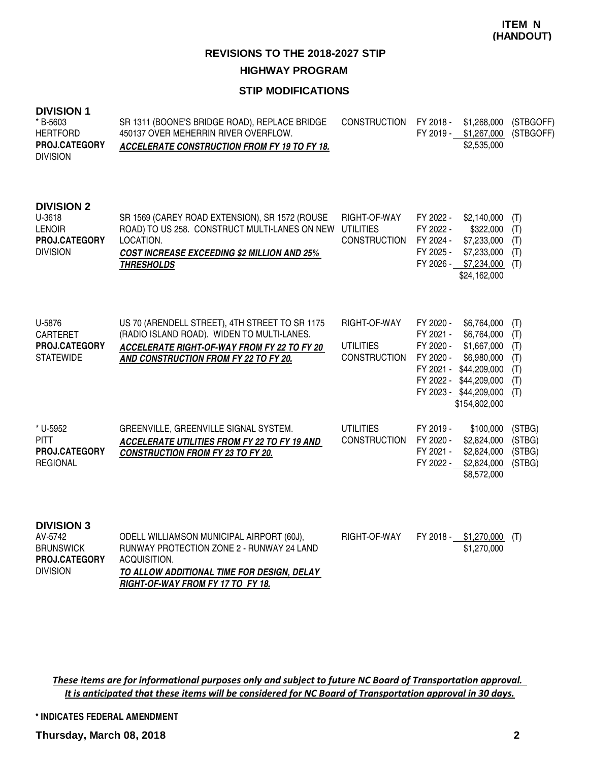**ITEM N (HANDOUT)**

# REVISIONS TO THE 2018-2027 STIP

## HIGHWAY PROGRAM

### STIP MODIFICATIONS

**DIVISION 1**

| Project | Description | Phase | Year | Amount | Funding |
|---|---|---|---|---|---|
| * B-5603<br>HERTFORD<br>**PROJ.CATEGORY**<br>DIVISION | SR 1311 (BOONE'S BRIDGE ROAD), REPLACE BRIDGE 450137 OVER MEHERRIN RIVER OVERFLOW.<br>***ACCELERATE CONSTRUCTION FROM FY 19 TO FY 18.*** | CONSTRUCTION | FY 2018 - | $1,268,000 | (STBGOFF) |
| | | | FY 2019 - | $1,267,000 | (STBGOFF) |
| | | | | $2,535,000 | |

**DIVISION 2**

| Project | Description | Phase | Year | Amount | Funding |
|---|---|---|---|---|---|
| U-3618<br>LENOIR<br>**PROJ.CATEGORY**<br>DIVISION | SR 1569 (CAREY ROAD EXTENSION), SR 1572 (ROUSE ROAD) TO US 258. CONSTRUCT MULTI-LANES ON NEW LOCATION.<br>***COST INCREASE EXCEEDING $2 MILLION AND 25% THRESHOLDS*** | RIGHT-OF-WAY | FY 2022 - | $2,140,000 | (T) |
| | | UTILITIES | FY 2022 - | $322,000 | (T) |
| | | CONSTRUCTION | FY 2024 - | $7,233,000 | (T) |
| | | | FY 2025 - | $7,233,000 | (T) |
| | | | FY 2026 - | $7,234,000 | (T) |
| | | | | $24,162,000 | |
| U-5876<br>CARTERET<br>**PROJ.CATEGORY**<br>STATEWIDE | US 70 (ARENDELL STREET), 4TH STREET TO SR 1175 (RADIO ISLAND ROAD). WIDEN TO MULTI-LANES.<br>***ACCELERATE RIGHT-OF-WAY FROM FY 22 TO FY 20 AND CONSTRUCTION FROM FY 22 TO FY 20.*** | RIGHT-OF-WAY | FY 2020 - | $6,764,000 | (T) |
| | | | FY 2021 - | $6,764,000 | (T) |
| | | UTILITIES | FY 2020 - | $1,667,000 | (T) |
| | | CONSTRUCTION | FY 2020 - | $6,980,000 | (T) |
| | | | FY 2021 - | $44,209,000 | (T) |
| | | | FY 2022 - | $44,209,000 | (T) |
| | | | FY 2023 - | $44,209,000 | (T) |
| | | | | $154,802,000 | |
| * U-5952<br>PITT<br>**PROJ.CATEGORY**<br>REGIONAL | GREENVILLE, GREENVILLE SIGNAL SYSTEM.<br>***ACCELERATE UTILITIES FROM FY 22 TO FY 19 AND CONSTRUCTION FROM FY 23 TO FY 20.*** | UTILITIES | FY 2019 - | $100,000 | (STBG) |
| | | CONSTRUCTION | FY 2020 - | $2,824,000 | (STBG) |
| | | | FY 2021 - | $2,824,000 | (STBG) |
| | | | FY 2022 - | $2,824,000 | (STBG) |
| | | | | $8,572,000 | |

**DIVISION 3**

| Project | Description | Phase | Year | Amount | Funding |
|---|---|---|---|---|---|
| AV-5742<br>BRUNSWICK<br>**PROJ.CATEGORY**<br>DIVISION | ODELL WILLIAMSON MUNICIPAL AIRPORT (60J), RUNWAY PROTECTION ZONE 2 - RUNWAY 24 LAND ACQUISITION.<br>***TO ALLOW ADDITIONAL TIME FOR DESIGN, DELAY RIGHT-OF-WAY FROM FY 17 TO FY 18.*** | RIGHT-OF-WAY | FY 2018 - | $1,270,000 | (T) |
| | | | | $1,270,000 | |

***These items are for informational purposes only and subject to future NC Board of Transportation approval. It is anticipated that these items will be considered for NC Board of Transportation approval in 30 days.***

**\* INDICATES FEDERAL AMENDMENT**

**Thursday, March 08, 2018**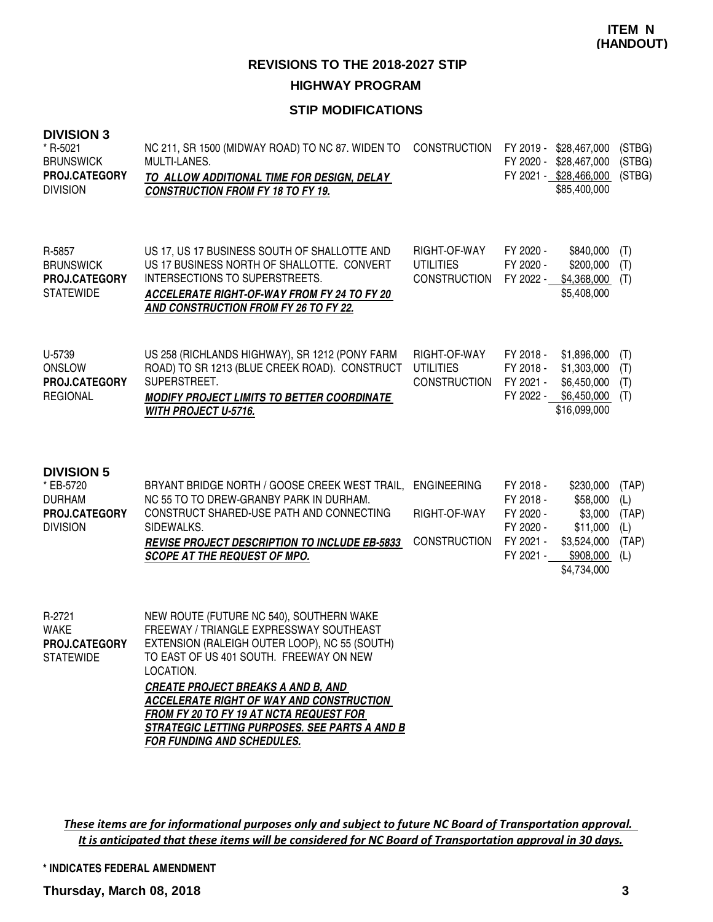**ITEM N (HANDOUT)**

## REVISIONS TO THE 2018-2027 STIP

### HIGHWAY PROGRAM

### STIP MODIFICATIONS

**DIVISION 3**

| Project | Description | Work Type | Fiscal Year | Amount | Fund |
|---|---|---|---|---|---|
| * R-5021<br>BRUNSWICK<br>**PROJ.CATEGORY**<br>DIVISION | NC 211, SR 1500 (MIDWAY ROAD) TO NC 87. WIDEN TO MULTI-LANES.<br>***TO ALLOW ADDITIONAL TIME FOR DESIGN, DELAY CONSTRUCTION FROM FY 18 TO FY 19.*** | CONSTRUCTION | FY 2019 -<br>FY 2020 -<br>FY 2021 - | \$28,467,000<br>\$28,467,000<br>\$28,466,000<br>\$85,400,000 | (STBG)<br>(STBG)<br>(STBG) |
| R-5857<br>BRUNSWICK<br>**PROJ.CATEGORY**<br>STATEWIDE | US 17, US 17 BUSINESS SOUTH OF SHALLOTTE AND US 17 BUSINESS NORTH OF SHALLOTTE. CONVERT INTERSECTIONS TO SUPERSTREETS.<br>***ACCELERATE RIGHT-OF-WAY FROM FY 24 TO FY 20 AND CONSTRUCTION FROM FY 26 TO FY 22.*** | RIGHT-OF-WAY<br>UTILITIES<br>CONSTRUCTION | FY 2020 -<br>FY 2020 -<br>FY 2022 - | \$840,000<br>\$200,000<br>\$4,368,000<br>\$5,408,000 | (T)<br>(T)<br>(T) |
| U-5739<br>ONSLOW<br>**PROJ.CATEGORY**<br>REGIONAL | US 258 (RICHLANDS HIGHWAY), SR 1212 (PONY FARM ROAD) TO SR 1213 (BLUE CREEK ROAD). CONSTRUCT SUPERSTREET.<br>***MODIFY PROJECT LIMITS TO BETTER COORDINATE WITH PROJECT U-5716.*** | RIGHT-OF-WAY<br>UTILITIES<br>CONSTRUCTION | FY 2018 -<br>FY 2018 -<br>FY 2021 -<br>FY 2022 - | \$1,896,000<br>\$1,303,000<br>\$6,450,000<br>\$6,450,000<br>\$16,099,000 | (T)<br>(T)<br>(T)<br>(T) |

**DIVISION 5**

| Project | Description | Work Type | Fiscal Year | Amount | Fund |
|---|---|---|---|---|---|
| * EB-5720<br>DURHAM<br>**PROJ.CATEGORY**<br>DIVISION | BRYANT BRIDGE NORTH / GOOSE CREEK WEST TRAIL, NC 55 TO TO DREW-GRANBY PARK IN DURHAM. CONSTRUCT SHARED-USE PATH AND CONNECTING SIDEWALKS.<br>***REVISE PROJECT DESCRIPTION TO INCLUDE EB-5833 SCOPE AT THE REQUEST OF MPO.*** | ENGINEERING<br><br>RIGHT-OF-WAY<br><br>CONSTRUCTION | FY 2018 -<br>FY 2018 -<br>FY 2020 -<br>FY 2020 -<br>FY 2021 -<br>FY 2021 - | \$230,000<br>\$58,000<br>\$3,000<br>\$11,000<br>\$3,524,000<br>\$908,000<br>\$4,734,000 | (TAP)<br>(L)<br>(TAP)<br>(L)<br>(TAP)<br>(L) |
| R-2721<br>WAKE<br>**PROJ.CATEGORY**<br>STATEWIDE | NEW ROUTE (FUTURE NC 540), SOUTHERN WAKE FREEWAY / TRIANGLE EXPRESSWAY SOUTHEAST EXTENSION (RALEIGH OUTER LOOP), NC 55 (SOUTH) TO EAST OF US 401 SOUTH. FREEWAY ON NEW LOCATION.<br>***CREATE PROJECT BREAKS A AND B, AND ACCELERATE RIGHT OF WAY AND CONSTRUCTION FROM FY 20 TO FY 19 AT NCTA REQUEST FOR STRATEGIC LETTING PURPOSES. SEE PARTS A AND B FOR FUNDING AND SCHEDULES.*** | | | | |

*These items are for informational purposes only and subject to future NC Board of Transportation approval. It is anticipated that these items will be considered for NC Board of Transportation approval in 30 days.*

**\* INDICATES FEDERAL AMENDMENT**

**Thursday, March 08, 2018**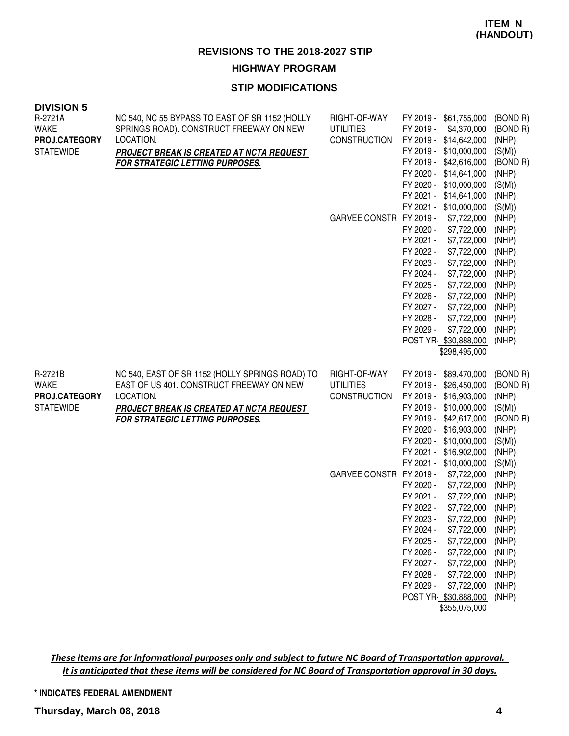**ITEM N (HANDOUT)**

## REVISIONS TO THE 2018-2027 STIP

### HIGHWAY PROGRAM

### STIP MODIFICATIONS

**DIVISION 5**

| Project | Description | Phase | Fiscal Year | Amount | Funding |
|---|---|---|---|---|---|
| R-2721A<br>WAKE<br>**PROJ.CATEGORY**<br>STATEWIDE | NC 540, NC 55 BYPASS TO EAST OF SR 1152 (HOLLY SPRINGS ROAD). CONSTRUCT FREEWAY ON NEW LOCATION.<br>***PROJECT BREAK IS CREATED AT NCTA REQUEST FOR STRATEGIC LETTING PURPOSES.*** | RIGHT-OF-WAY | FY 2019 - | $61,755,000 | (BOND R) |
| | | UTILITIES | FY 2019 - | $4,370,000 | (BOND R) |
| | | CONSTRUCTION | FY 2019 - | $14,642,000 | (NHP) |
| | | | FY 2019 - | $10,000,000 | (S(M)) |
| | | | FY 2019 - | $42,616,000 | (BOND R) |
| | | | FY 2020 - | $14,641,000 | (NHP) |
| | | | FY 2020 - | $10,000,000 | (S(M)) |
| | | | FY 2021 - | $14,641,000 | (NHP) |
| | | | FY 2021 - | $10,000,000 | (S(M)) |
| | | GARVEE CONSTR | FY 2019 - | $7,722,000 | (NHP) |
| | | | FY 2020 - | $7,722,000 | (NHP) |
| | | | FY 2021 - | $7,722,000 | (NHP) |
| | | | FY 2022 - | $7,722,000 | (NHP) |
| | | | FY 2023 - | $7,722,000 | (NHP) |
| | | | FY 2024 - | $7,722,000 | (NHP) |
| | | | FY 2025 - | $7,722,000 | (NHP) |
| | | | FY 2026 - | $7,722,000 | (NHP) |
| | | | FY 2027 - | $7,722,000 | (NHP) |
| | | | FY 2028 - | $7,722,000 | (NHP) |
| | | | FY 2029 - | $7,722,000 | (NHP) |
| | | | POST YR- | $30,888,000 | (NHP) |
| | | | | $298,495,000 | |
| R-2721B<br>WAKE<br>**PROJ.CATEGORY**<br>STATEWIDE | NC 540, EAST OF SR 1152 (HOLLY SPRINGS ROAD) TO EAST OF US 401. CONSTRUCT FREEWAY ON NEW LOCATION.<br>***PROJECT BREAK IS CREATED AT NCTA REQUEST FOR STRATEGIC LETTING PURPOSES.*** | RIGHT-OF-WAY | FY 2019 - | $89,470,000 | (BOND R) |
| | | UTILITIES | FY 2019 - | $26,450,000 | (BOND R) |
| | | CONSTRUCTION | FY 2019 - | $16,903,000 | (NHP) |
| | | | FY 2019 - | $10,000,000 | (S(M)) |
| | | | FY 2019 - | $42,617,000 | (BOND R) |
| | | | FY 2020 - | $16,903,000 | (NHP) |
| | | | FY 2020 - | $10,000,000 | (S(M)) |
| | | | FY 2021 - | $16,902,000 | (NHP) |
| | | | FY 2021 - | $10,000,000 | (S(M)) |
| | | GARVEE CONSTR | FY 2019 - | $7,722,000 | (NHP) |
| | | | FY 2020 - | $7,722,000 | (NHP) |
| | | | FY 2021 - | $7,722,000 | (NHP) |
| | | | FY 2022 - | $7,722,000 | (NHP) |
| | | | FY 2023 - | $7,722,000 | (NHP) |
| | | | FY 2024 - | $7,722,000 | (NHP) |
| | | | FY 2025 - | $7,722,000 | (NHP) |
| | | | FY 2026 - | $7,722,000 | (NHP) |
| | | | FY 2027 - | $7,722,000 | (NHP) |
| | | | FY 2028 - | $7,722,000 | (NHP) |
| | | | FY 2029 - | $7,722,000 | (NHP) |
| | | | POST YR- | $30,888,000 | (NHP) |
| | | | | $355,075,000 | |

***These items are for informational purposes only and subject to future NC Board of Transportation approval. It is anticipated that these items will be considered for NC Board of Transportation approval in 30 days.***

**\* INDICATES FEDERAL AMENDMENT**

**Thursday, March 08, 2018**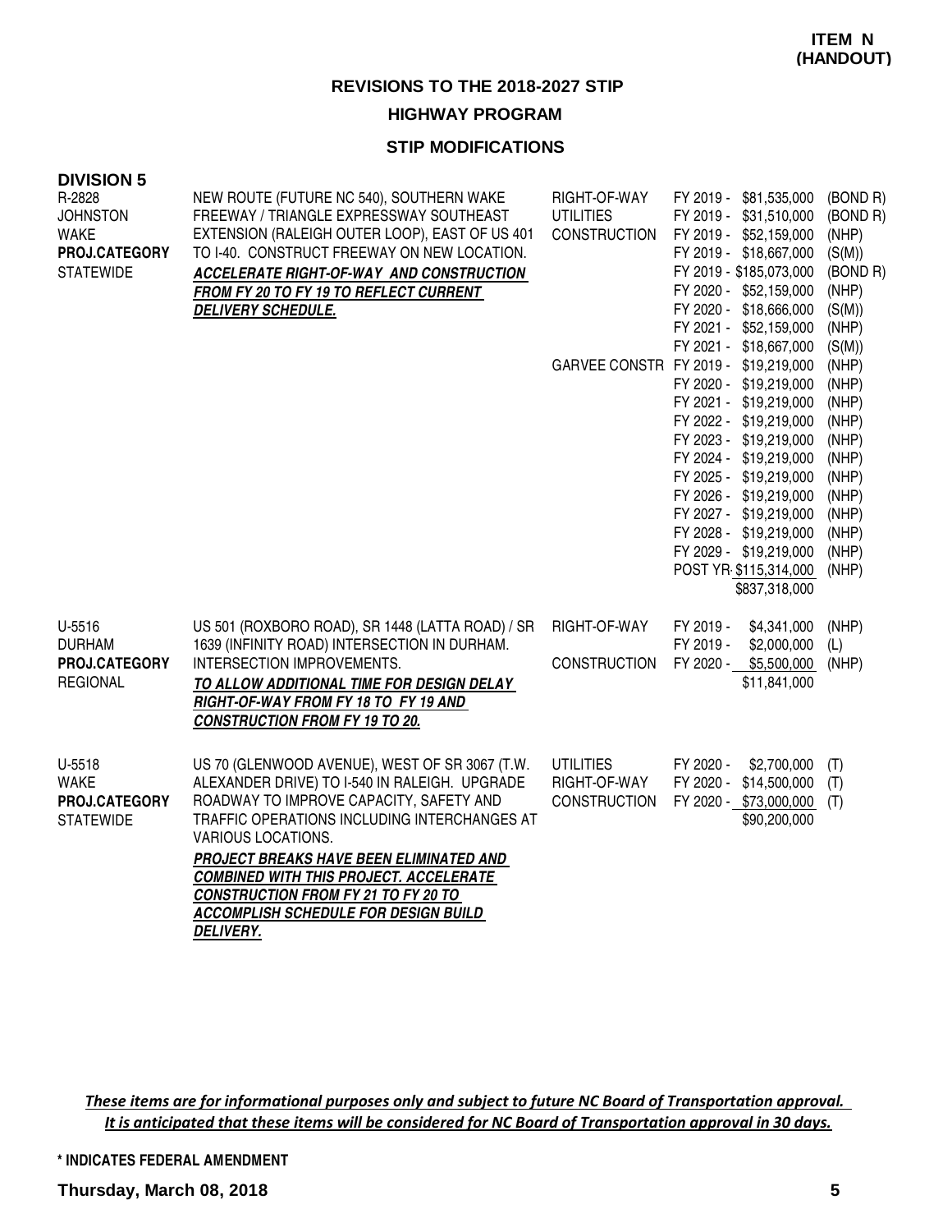**ITEM N**
**(HANDOUT)**

## REVISIONS TO THE 2018-2027 STIP

### HIGHWAY PROGRAM

### STIP MODIFICATIONS

**DIVISION 5**

| Project | Description | Work Type | Fiscal Year / Amount | Funding |
|---|---|---|---|---|
| R-2828<br>JOHNSTON<br>WAKE<br>**PROJ.CATEGORY**<br>STATEWIDE | NEW ROUTE (FUTURE NC 540), SOUTHERN WAKE FREEWAY / TRIANGLE EXPRESSWAY SOUTHEAST EXTENSION (RALEIGH OUTER LOOP), EAST OF US 401 TO I-40. CONSTRUCT FREEWAY ON NEW LOCATION.<br>***ACCELERATE RIGHT-OF-WAY AND CONSTRUCTION FROM FY 20 TO FY 19 TO REFLECT CURRENT DELIVERY SCHEDULE.*** | RIGHT-OF-WAY | FY 2019 - $81,535,000 | (BOND R) |
| | | UTILITIES | FY 2019 - $31,510,000 | (BOND R) |
| | | CONSTRUCTION | FY 2019 - $52,159,000 | (NHP) |
| | | | FY 2019 - $18,667,000 | (S(M)) |
| | | | FY 2019 - $185,073,000 | (BOND R) |
| | | | FY 2020 - $52,159,000 | (NHP) |
| | | | FY 2020 - $18,666,000 | (S(M)) |
| | | | FY 2021 - $52,159,000 | (NHP) |
| | | | FY 2021 - $18,667,000 | (S(M)) |
| | | GARVEE CONSTR | FY 2019 - $19,219,000 | (NHP) |
| | | | FY 2020 - $19,219,000 | (NHP) |
| | | | FY 2021 - $19,219,000 | (NHP) |
| | | | FY 2022 - $19,219,000 | (NHP) |
| | | | FY 2023 - $19,219,000 | (NHP) |
| | | | FY 2024 - $19,219,000 | (NHP) |
| | | | FY 2025 - $19,219,000 | (NHP) |
| | | | FY 2026 - $19,219,000 | (NHP) |
| | | | FY 2027 - $19,219,000 | (NHP) |
| | | | FY 2028 - $19,219,000 | (NHP) |
| | | | FY 2029 - $19,219,000 | (NHP) |
| | | | POST YR $115,314,000 | (NHP) |
| | | | $837,318,000 | |
| U-5516<br>DURHAM<br>**PROJ.CATEGORY**<br>REGIONAL | US 501 (ROXBORO ROAD), SR 1448 (LATTA ROAD) / SR 1639 (INFINITY ROAD) INTERSECTION IN DURHAM. INTERSECTION IMPROVEMENTS.<br>***TO ALLOW ADDITIONAL TIME FOR DESIGN DELAY RIGHT-OF-WAY FROM FY 18 TO FY 19 AND CONSTRUCTION FROM FY 19 TO 20.*** | RIGHT-OF-WAY | FY 2019 - $4,341,000 | (NHP) |
| | | | FY 2019 - $2,000,000 | (L) |
| | | CONSTRUCTION | FY 2020 - $5,500,000 | (NHP) |
| | | | $11,841,000 | |
| U-5518<br>WAKE<br>**PROJ.CATEGORY**<br>STATEWIDE | US 70 (GLENWOOD AVENUE), WEST OF SR 3067 (T.W. ALEXANDER DRIVE) TO I-540 IN RALEIGH. UPGRADE ROADWAY TO IMPROVE CAPACITY, SAFETY AND TRAFFIC OPERATIONS INCLUDING INTERCHANGES AT VARIOUS LOCATIONS.<br>***PROJECT BREAKS HAVE BEEN ELIMINATED AND COMBINED WITH THIS PROJECT. ACCELERATE CONSTRUCTION FROM FY 21 TO FY 20 TO ACCOMPLISH SCHEDULE FOR DESIGN BUILD DELIVERY.*** | UTILITIES | FY 2020 - $2,700,000 | (T) |
| | | RIGHT-OF-WAY | FY 2020 - $14,500,000 | (T) |
| | | CONSTRUCTION | FY 2020 - $73,000,000 | (T) |
| | | | $90,200,000 | |

*These items are for informational purposes only and subject to future NC Board of Transportation approval. It is anticipated that these items will be considered for NC Board of Transportation approval in 30 days.*

**\* INDICATES FEDERAL AMENDMENT**

**Thursday, March 08, 2018**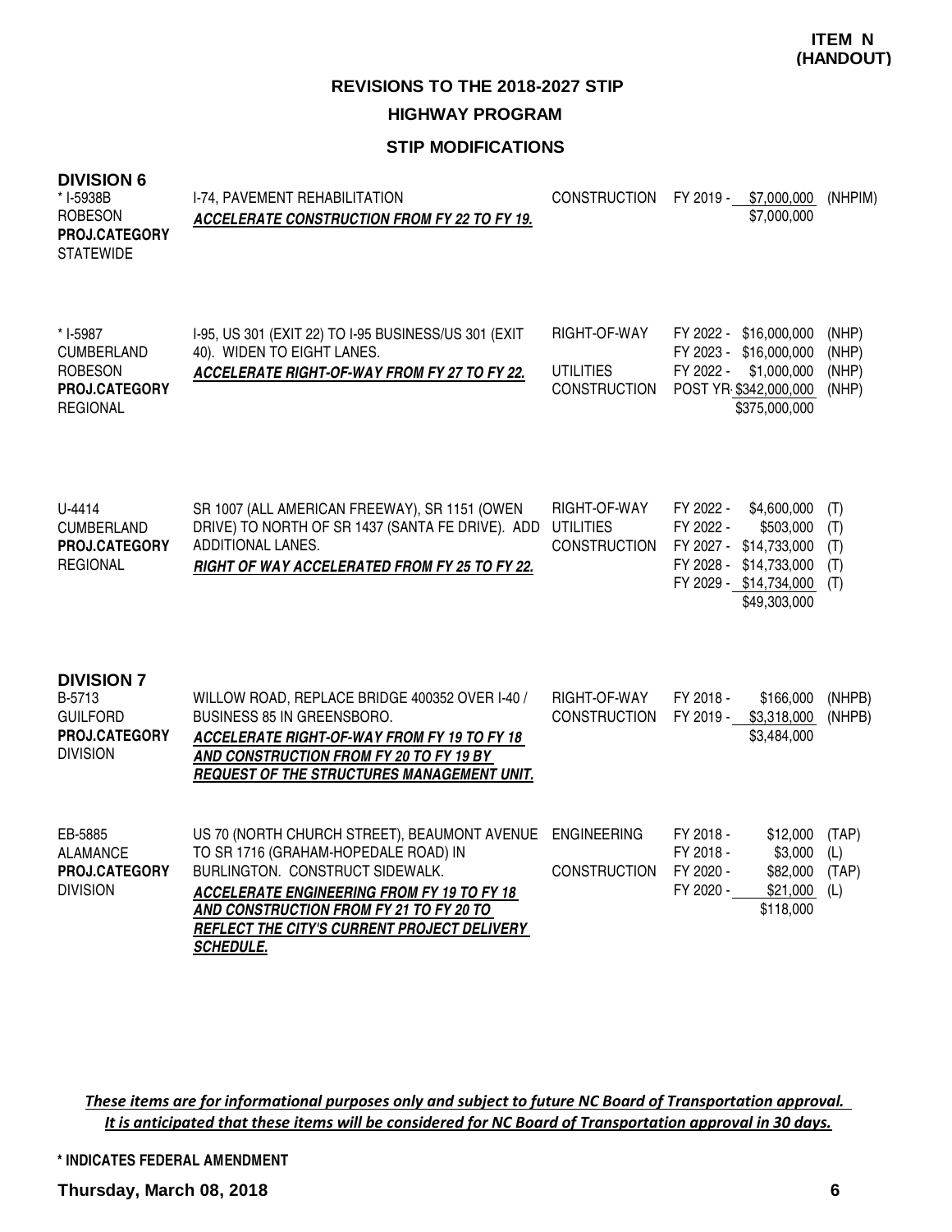**ITEM N (HANDOUT)**

## REVISIONS TO THE 2018-2027 STIP

### HIGHWAY PROGRAM

### STIP MODIFICATIONS

**DIVISION 6**

| Project | Description | Phase | Schedule / Cost | Funding |
|---|---|---|---|---|
| * I-5938B<br>ROBESON<br>**PROJ.CATEGORY**<br>STATEWIDE | I-74, PAVEMENT REHABILITATION<br>***ACCELERATE CONSTRUCTION FROM FY 22 TO FY 19.*** | CONSTRUCTION | FY 2019 - $7,000,000<br>$7,000,000 | (NHPIM) |
| * I-5987<br>CUMBERLAND<br>ROBESON<br>**PROJ.CATEGORY**<br>REGIONAL | I-95, US 301 (EXIT 22) TO I-95 BUSINESS/US 301 (EXIT 40). WIDEN TO EIGHT LANES.<br>***ACCELERATE RIGHT-OF-WAY FROM FY 27 TO FY 22.*** | RIGHT-OF-WAY<br><br>UTILITIES<br>CONSTRUCTION | FY 2022 - $16,000,000<br>FY 2023 - $16,000,000<br>FY 2022 - $1,000,000<br>POST YR $342,000,000<br>$375,000,000 | (NHP)<br>(NHP)<br>(NHP)<br>(NHP) |
| U-4414<br>CUMBERLAND<br>**PROJ.CATEGORY**<br>REGIONAL | SR 1007 (ALL AMERICAN FREEWAY), SR 1151 (OWEN DRIVE) TO NORTH OF SR 1437 (SANTA FE DRIVE). ADD ADDITIONAL LANES.<br>***RIGHT OF WAY ACCELERATED FROM FY 25 TO FY 22.*** | RIGHT-OF-WAY<br>UTILITIES<br>CONSTRUCTION | FY 2022 - $4,600,000<br>FY 2022 - $503,000<br>FY 2027 - $14,733,000<br>FY 2028 - $14,733,000<br>FY 2029 - $14,734,000<br>$49,303,000 | (T)<br>(T)<br>(T)<br>(T)<br>(T) |

**DIVISION 7**

| Project | Description | Phase | Schedule / Cost | Funding |
|---|---|---|---|---|
| B-5713<br>GUILFORD<br>**PROJ.CATEGORY**<br>DIVISION | WILLOW ROAD, REPLACE BRIDGE 400352 OVER I-40 / BUSINESS 85 IN GREENSBORO.<br>***ACCELERATE RIGHT-OF-WAY FROM FY 19 TO FY 18 AND CONSTRUCTION FROM FY 20 TO FY 19 BY REQUEST OF THE STRUCTURES MANAGEMENT UNIT.*** | RIGHT-OF-WAY<br>CONSTRUCTION | FY 2018 - $166,000<br>FY 2019 - $3,318,000<br>$3,484,000 | (NHPB)<br>(NHPB) |
| EB-5885<br>ALAMANCE<br>**PROJ.CATEGORY**<br>DIVISION | US 70 (NORTH CHURCH STREET), BEAUMONT AVENUE TO SR 1716 (GRAHAM-HOPEDALE ROAD) IN BURLINGTON. CONSTRUCT SIDEWALK.<br>***ACCELERATE ENGINEERING FROM FY 19 TO FY 18 AND CONSTRUCTION FROM FY 21 TO FY 20 TO REFLECT THE CITY'S CURRENT PROJECT DELIVERY SCHEDULE.*** | ENGINEERING<br><br>CONSTRUCTION | FY 2018 - $12,000<br>FY 2018 - $3,000<br>FY 2020 - $82,000<br>FY 2020 - $21,000<br>$118,000 | (TAP)<br>(L)<br>(TAP)<br>(L) |

***These items are for informational purposes only and subject to future NC Board of Transportation approval. It is anticipated that these items will be considered for NC Board of Transportation approval in 30 days.***

**\* INDICATES FEDERAL AMENDMENT**

**Thursday, March 08, 2018**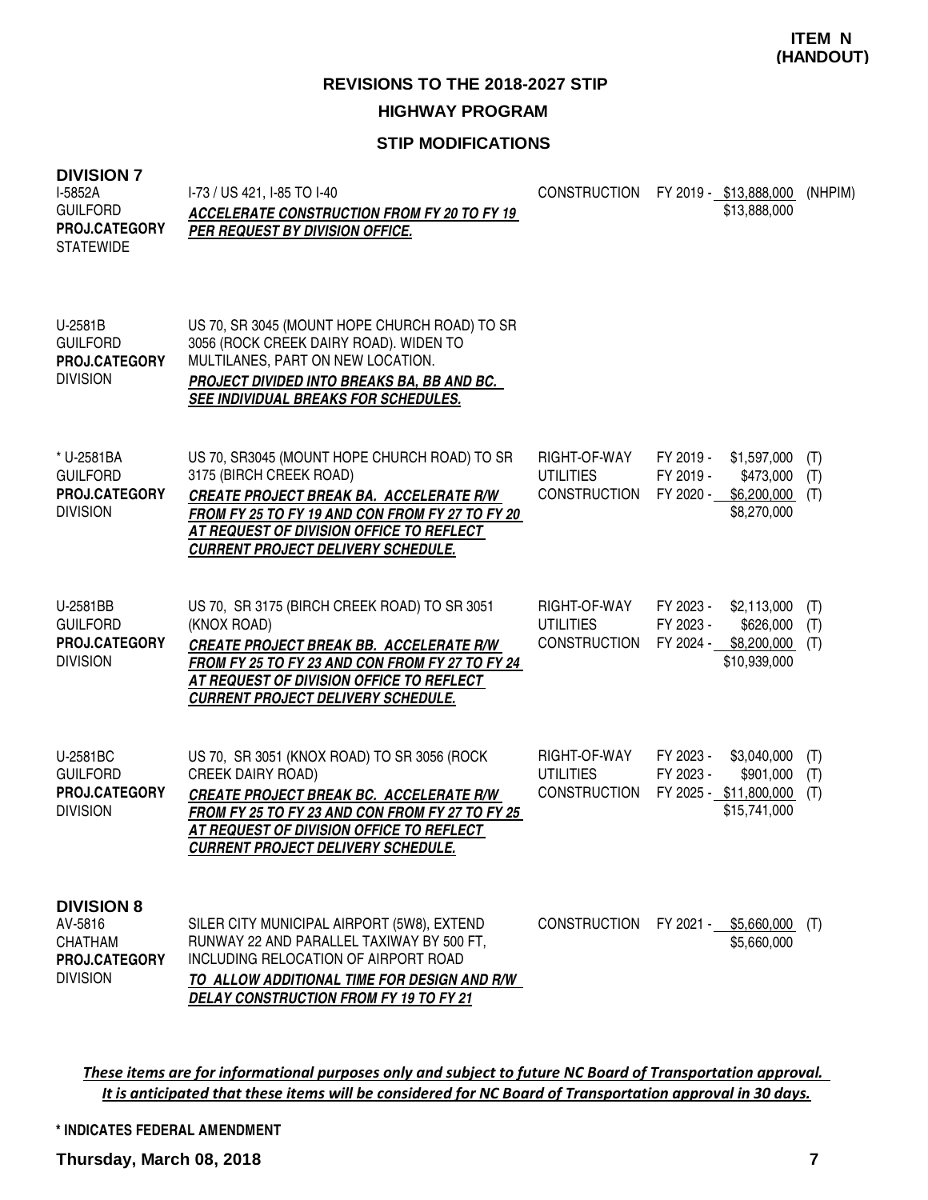**ITEM N (HANDOUT)**

# REVISIONS TO THE 2018-2027 STIP

## HIGHWAY PROGRAM

### STIP MODIFICATIONS

**DIVISION 7**

| Project | Description | Work Type | Schedule / Amount | Fund |
|---|---|---|---|---|
| I-5852A<br>GUILFORD<br>**PROJ.CATEGORY**<br>STATEWIDE | I-73 / US 421, I-85 TO I-40<br>***ACCELERATE CONSTRUCTION FROM FY 20 TO FY 19 PER REQUEST BY DIVISION OFFICE.*** | CONSTRUCTION | FY 2019 - $13,888,000<br>$13,888,000 | (NHPIM) |
| U-2581B<br>GUILFORD<br>**PROJ.CATEGORY**<br>DIVISION | US 70, SR 3045 (MOUNT HOPE CHURCH ROAD) TO SR 3056 (ROCK CREEK DAIRY ROAD). WIDEN TO MULTILANES, PART ON NEW LOCATION.<br>***PROJECT DIVIDED INTO BREAKS BA, BB AND BC. SEE INDIVIDUAL BREAKS FOR SCHEDULES.*** | | | |
| * U-2581BA<br>GUILFORD<br>**PROJ.CATEGORY**<br>DIVISION | US 70, SR3045 (MOUNT HOPE CHURCH ROAD) TO SR 3175 (BIRCH CREEK ROAD)<br>***CREATE PROJECT BREAK BA. ACCELERATE R/W FROM FY 25 TO FY 19 AND CON FROM FY 27 TO FY 20 AT REQUEST OF DIVISION OFFICE TO REFLECT CURRENT PROJECT DELIVERY SCHEDULE.*** | RIGHT-OF-WAY<br>UTILITIES<br>CONSTRUCTION | FY 2019 - $1,597,000<br>FY 2019 - $473,000<br>FY 2020 - $6,200,000<br>$8,270,000 | (T)<br>(T)<br>(T) |
| U-2581BB<br>GUILFORD<br>**PROJ.CATEGORY**<br>DIVISION | US 70, SR 3175 (BIRCH CREEK ROAD) TO SR 3051 (KNOX ROAD)<br>***CREATE PROJECT BREAK BB. ACCELERATE R/W FROM FY 25 TO FY 23 AND CON FROM FY 27 TO FY 24 AT REQUEST OF DIVISION OFFICE TO REFLECT CURRENT PROJECT DELIVERY SCHEDULE.*** | RIGHT-OF-WAY<br>UTILITIES<br>CONSTRUCTION | FY 2023 - $2,113,000<br>FY 2023 - $626,000<br>FY 2024 - $8,200,000<br>$10,939,000 | (T)<br>(T)<br>(T) |
| U-2581BC<br>GUILFORD<br>**PROJ.CATEGORY**<br>DIVISION | US 70, SR 3051 (KNOX ROAD) TO SR 3056 (ROCK CREEK DAIRY ROAD)<br>***CREATE PROJECT BREAK BC. ACCELERATE R/W FROM FY 25 TO FY 23 AND CON FROM FY 27 TO FY 25 AT REQUEST OF DIVISION OFFICE TO REFLECT CURRENT PROJECT DELIVERY SCHEDULE.*** | RIGHT-OF-WAY<br>UTILITIES<br>CONSTRUCTION | FY 2023 - $3,040,000<br>FY 2023 - $901,000<br>FY 2025 - $11,800,000<br>$15,741,000 | (T)<br>(T)<br>(T) |

**DIVISION 8**

| Project | Description | Work Type | Schedule / Amount | Fund |
|---|---|---|---|---|
| AV-5816<br>CHATHAM<br>**PROJ.CATEGORY**<br>DIVISION | SILER CITY MUNICIPAL AIRPORT (5W8), EXTEND RUNWAY 22 AND PARALLEL TAXIWAY BY 500 FT, INCLUDING RELOCATION OF AIRPORT ROAD<br>***TO ALLOW ADDITIONAL TIME FOR DESIGN AND R/W DELAY CONSTRUCTION FROM FY 19 TO FY 21*** | CONSTRUCTION | FY 2021 - $5,660,000<br>$5,660,000 | (T) |

***These items are for informational purposes only and subject to future NC Board of Transportation approval. It is anticipated that these items will be considered for NC Board of Transportation approval in 30 days.***

**\* INDICATES FEDERAL AMENDMENT**

**Thursday, March 08, 2018**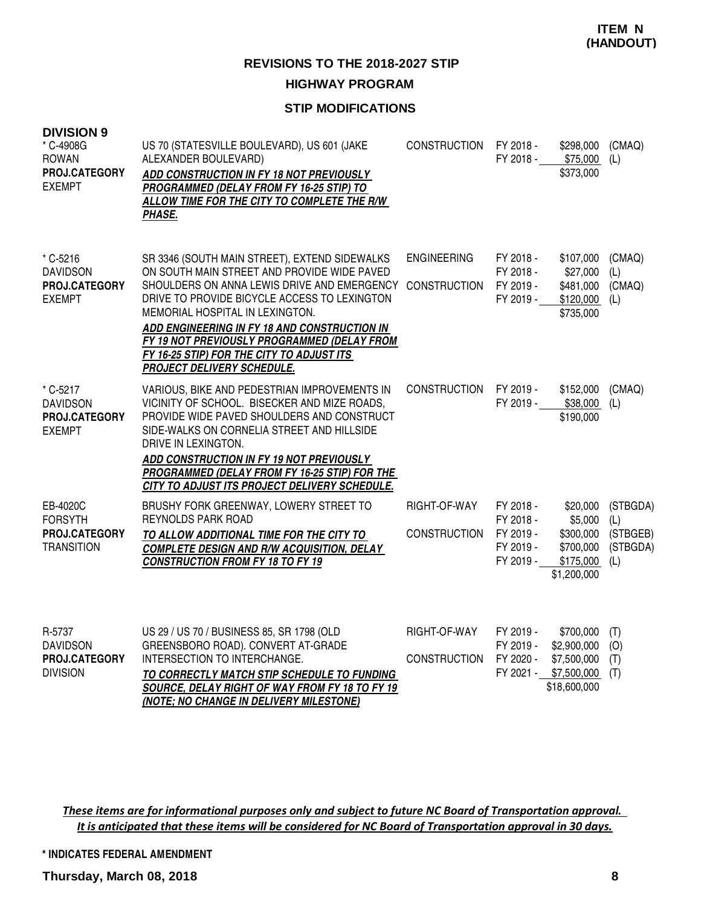**ITEM N (HANDOUT)**

## REVISIONS TO THE 2018-2027 STIP

### HIGHWAY PROGRAM

### STIP MODIFICATIONS

**DIVISION 9**

| Project | Description | Phase | Fiscal Year | Amount | Source |
|---|---|---|---|---|---|
| * C-4908G<br>ROWAN<br>**PROJ.CATEGORY**<br>EXEMPT | US 70 (STATESVILLE BOULEVARD), US 601 (JAKE ALEXANDER BOULEVARD)<br>***ADD CONSTRUCTION IN FY 18 NOT PREVIOUSLY PROGRAMMED (DELAY FROM FY 16-25 STIP) TO ALLOW TIME FOR THE CITY TO COMPLETE THE R/W PHASE.*** | CONSTRUCTION | FY 2018 -<br>FY 2018 - | $298,000<br>$75,000<br>$373,000 | (CMAQ)<br>(L) |
| * C-5216<br>DAVIDSON<br>**PROJ.CATEGORY**<br>EXEMPT | SR 3346 (SOUTH MAIN STREET), EXTEND SIDEWALKS ON SOUTH MAIN STREET AND PROVIDE WIDE PAVED SHOULDERS ON ANNA LEWIS DRIVE AND EMERGENCY DRIVE TO PROVIDE BICYCLE ACCESS TO LEXINGTON MEMORIAL HOSPITAL IN LEXINGTON.<br>***ADD ENGINEERING IN FY 18 AND CONSTRUCTION IN FY 19 NOT PREVIOUSLY PROGRAMMED (DELAY FROM FY 16-25 STIP) FOR THE CITY TO ADJUST ITS PROJECT DELIVERY SCHEDULE.*** | ENGINEERING<br><br>CONSTRUCTION | FY 2018 -<br>FY 2018 -<br>FY 2019 -<br>FY 2019 - | $107,000<br>$27,000<br>$481,000<br>$120,000<br>$735,000 | (CMAQ)<br>(L)<br>(CMAQ)<br>(L) |
| * C-5217<br>DAVIDSON<br>**PROJ.CATEGORY**<br>EXEMPT | VARIOUS, BIKE AND PEDESTRIAN IMPROVEMENTS IN VICINITY OF SCHOOL. BISECKER AND MIZE ROADS, PROVIDE WIDE PAVED SHOULDERS AND CONSTRUCT SIDE-WALKS ON CORNELIA STREET AND HILLSIDE DRIVE IN LEXINGTON.<br>***ADD CONSTRUCTION IN FY 19 NOT PREVIOUSLY PROGRAMMED (DELAY FROM FY 16-25 STIP) FOR THE CITY TO ADJUST ITS PROJECT DELIVERY SCHEDULE.*** | CONSTRUCTION | FY 2019 -<br>FY 2019 - | $152,000<br>$38,000<br>$190,000 | (CMAQ)<br>(L) |
| EB-4020C<br>FORSYTH<br>**PROJ.CATEGORY**<br>TRANSITION | BRUSHY FORK GREENWAY, LOWERY STREET TO REYNOLDS PARK ROAD<br>***TO ALLOW ADDITIONAL TIME FOR THE CITY TO COMPLETE DESIGN AND R/W ACQUISITION, DELAY CONSTRUCTION FROM FY 18 TO FY 19*** | RIGHT-OF-WAY<br><br>CONSTRUCTION | FY 2018 -<br>FY 2018 -<br>FY 2019 -<br>FY 2019 -<br>FY 2019 - | $20,000<br>$5,000<br>$300,000<br>$700,000<br>$175,000<br>$1,200,000 | (STBGDA)<br>(L)<br>(STBGEB)<br>(STBGDA)<br>(L) |
| R-5737<br>DAVIDSON<br>**PROJ.CATEGORY**<br>DIVISION | US 29 / US 70 / BUSINESS 85, SR 1798 (OLD GREENSBORO ROAD). CONVERT AT-GRADE INTERSECTION TO INTERCHANGE.<br>***TO CORRECTLY MATCH STIP SCHEDULE TO FUNDING SOURCE, DELAY RIGHT OF WAY FROM FY 18 TO FY 19 (NOTE; NO CHANGE IN DELIVERY MILESTONE)*** | RIGHT-OF-WAY<br><br>CONSTRUCTION | FY 2019 -<br>FY 2019 -<br>FY 2020 -<br>FY 2021 - | $700,000<br>$2,900,000<br>$7,500,000<br>$7,500,000<br>$18,600,000 | (T)<br>(O)<br>(T)<br>(T) |

*These items are for informational purposes only and subject to future NC Board of Transportation approval. It is anticipated that these items will be considered for NC Board of Transportation approval in 30 days.*

**\* INDICATES FEDERAL AMENDMENT**

**Thursday, March 08, 2018**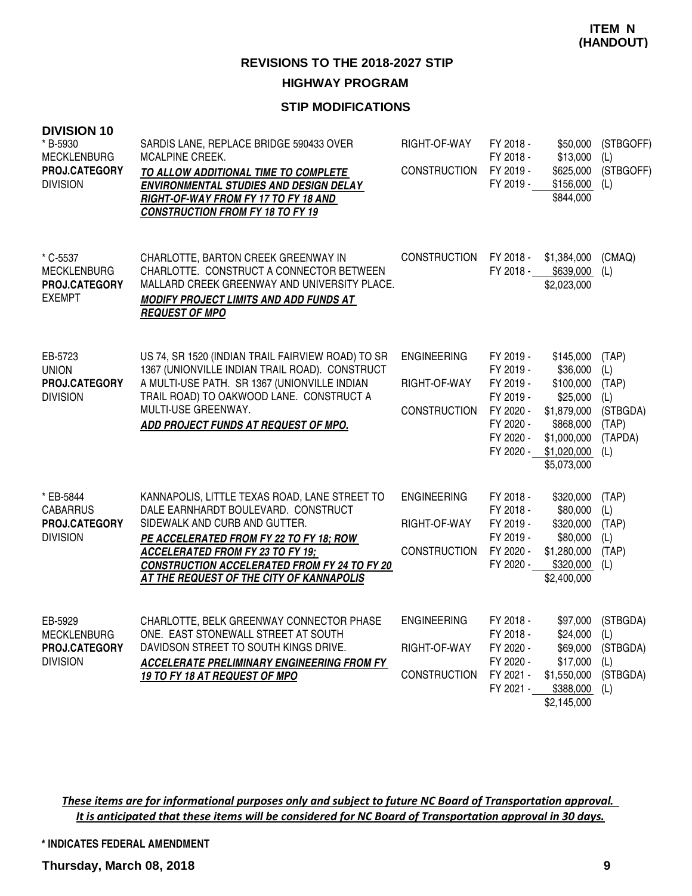**ITEM N (HANDOUT)**

## REVISIONS TO THE 2018-2027 STIP

### HIGHWAY PROGRAM

### STIP MODIFICATIONS

**DIVISION 10**

| Project | Description | Phase | Fiscal Year | Amount | Source |
|---|---|---|---|---|---|
| * B-5930<br>MECKLENBURG<br>**PROJ.CATEGORY**<br>DIVISION | SARDIS LANE, REPLACE BRIDGE 590433 OVER MCALPINE CREEK.<br>***TO ALLOW ADDITIONAL TIME TO COMPLETE ENVIRONMENTAL STUDIES AND DESIGN DELAY RIGHT-OF-WAY FROM FY 17 TO FY 18 AND CONSTRUCTION FROM FY 18 TO FY 19*** | RIGHT-OF-WAY | FY 2018 - | $50,000 | (STBGOFF) |
| | | | FY 2018 - | $13,000 | (L) |
| | | CONSTRUCTION | FY 2019 - | $625,000 | (STBGOFF) |
| | | | FY 2019 - | $156,000 | (L) |
| | | | | $844,000 | |
| * C-5537<br>MECKLENBURG<br>**PROJ.CATEGORY**<br>EXEMPT | CHARLOTTE, BARTON CREEK GREENWAY IN CHARLOTTE. CONSTRUCT A CONNECTOR BETWEEN MALLARD CREEK GREENWAY AND UNIVERSITY PLACE.<br>***MODIFY PROJECT LIMITS AND ADD FUNDS AT REQUEST OF MPO*** | CONSTRUCTION | FY 2018 - | $1,384,000 | (CMAQ) |
| | | | FY 2018 - | $639,000 | (L) |
| | | | | $2,023,000 | |
| EB-5723<br>UNION<br>**PROJ.CATEGORY**<br>DIVISION | US 74, SR 1520 (INDIAN TRAIL FAIRVIEW ROAD) TO SR 1367 (UNIONVILLE INDIAN TRAIL ROAD). CONSTRUCT A MULTI-USE PATH. SR 1367 (UNIONVILLE INDIAN TRAIL ROAD) TO OAKWOOD LANE. CONSTRUCT A MULTI-USE GREENWAY.<br>***ADD PROJECT FUNDS AT REQUEST OF MPO.*** | ENGINEERING | FY 2019 - | $145,000 | (TAP) |
| | | | FY 2019 - | $36,000 | (L) |
| | | RIGHT-OF-WAY | FY 2019 - | $100,000 | (TAP) |
| | | | FY 2019 - | $25,000 | (L) |
| | | CONSTRUCTION | FY 2020 - | $1,879,000 | (STBGDA) |
| | | | FY 2020 - | $868,000 | (TAP) |
| | | | FY 2020 - | $1,000,000 | (TAPDA) |
| | | | FY 2020 - | $1,020,000 | (L) |
| | | | | $5,073,000 | |
| * EB-5844<br>CABARRUS<br>**PROJ.CATEGORY**<br>DIVISION | KANNAPOLIS, LITTLE TEXAS ROAD, LANE STREET TO DALE EARNHARDT BOULEVARD. CONSTRUCT SIDEWALK AND CURB AND GUTTER.<br>***PE ACCELERATED FROM FY 22 TO FY 18; ROW ACCELERATED FROM FY 23 TO FY 19; CONSTRUCTION ACCELERATED FROM FY 24 TO FY 20 AT THE REQUEST OF THE CITY OF KANNAPOLIS*** | ENGINEERING | FY 2018 - | $320,000 | (TAP) |
| | | | FY 2018 - | $80,000 | (L) |
| | | RIGHT-OF-WAY | FY 2019 - | $320,000 | (TAP) |
| | | | FY 2019 - | $80,000 | (L) |
| | | CONSTRUCTION | FY 2020 - | $1,280,000 | (TAP) |
| | | | FY 2020 - | $320,000 | (L) |
| | | | | $2,400,000 | |
| EB-5929<br>MECKLENBURG<br>**PROJ.CATEGORY**<br>DIVISION | CHARLOTTE, BELK GREENWAY CONNECTOR PHASE ONE. EAST STONEWALL STREET AT SOUTH DAVIDSON STREET TO SOUTH KINGS DRIVE.<br>***ACCELERATE PRELIMINARY ENGINEERING FROM FY 19 TO FY 18 AT REQUEST OF MPO*** | ENGINEERING | FY 2018 - | $97,000 | (STBGDA) |
| | | | FY 2018 - | $24,000 | (L) |
| | | RIGHT-OF-WAY | FY 2020 - | $69,000 | (STBGDA) |
| | | | FY 2020 - | $17,000 | (L) |
| | | CONSTRUCTION | FY 2021 - | $1,550,000 | (STBGDA) |
| | | | FY 2021 - | $388,000 | (L) |
| | | | | $2,145,000 | |

***These items are for informational purposes only and subject to future NC Board of Transportation approval. It is anticipated that these items will be considered for NC Board of Transportation approval in 30 days.***

**\* INDICATES FEDERAL AMENDMENT**

**Thursday, March 08, 2018**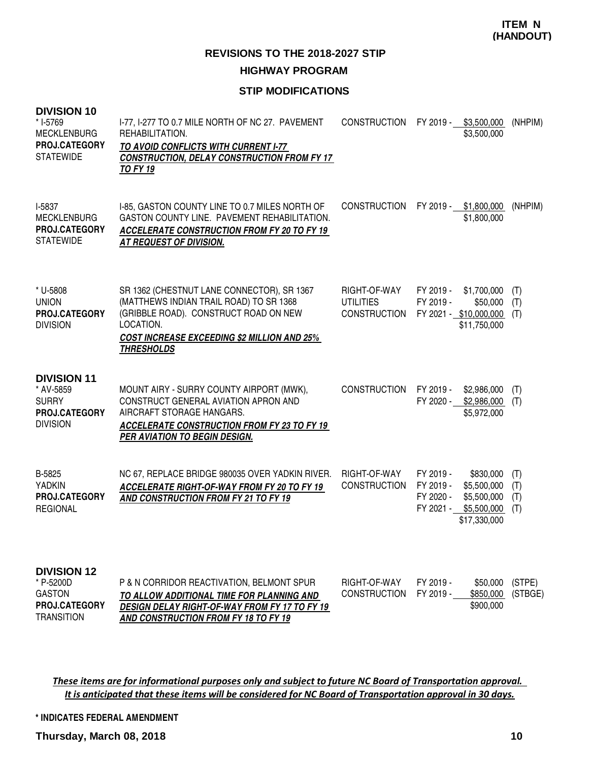**ITEM N (HANDOUT)**

## REVISIONS TO THE 2018-2027 STIP

### HIGHWAY PROGRAM

### STIP MODIFICATIONS

**DIVISION 10**

| Project | Description | Work Type | Fiscal Year / Amount | Fund |
|---|---|---|---|---|
| * I-5769<br>MECKLENBURG<br>**PROJ.CATEGORY**<br>STATEWIDE | I-77, I-277 TO 0.7 MILE NORTH OF NC 27. PAVEMENT REHABILITATION.<br>***TO AVOID CONFLICTS WITH CURRENT I-77 CONSTRUCTION, DELAY CONSTRUCTION FROM FY 17 TO FY 19*** | CONSTRUCTION | FY 2019 - $3,500,000<br>$3,500,000 | (NHPIM) |
| I-5837<br>MECKLENBURG<br>**PROJ.CATEGORY**<br>STATEWIDE | I-85, GASTON COUNTY LINE TO 0.7 MILES NORTH OF GASTON COUNTY LINE. PAVEMENT REHABILITATION.<br>***ACCELERATE CONSTRUCTION FROM FY 20 TO FY 19 AT REQUEST OF DIVISION.*** | CONSTRUCTION | FY 2019 - $1,800,000<br>$1,800,000 | (NHPIM) |
| * U-5808<br>UNION<br>**PROJ.CATEGORY**<br>DIVISION | SR 1362 (CHESTNUT LANE CONNECTOR), SR 1367 (MATTHEWS INDIAN TRAIL ROAD) TO SR 1368 (GRIBBLE ROAD). CONSTRUCT ROAD ON NEW LOCATION.<br>***COST INCREASE EXCEEDING $2 MILLION AND 25% THRESHOLDS*** | RIGHT-OF-WAY<br>UTILITIES<br>CONSTRUCTION | FY 2019 - $1,700,000<br>FY 2019 - $50,000<br>FY 2021 - $10,000,000<br>$11,750,000 | (T)<br>(T)<br>(T) |

**DIVISION 11**

| Project | Description | Work Type | Fiscal Year / Amount | Fund |
|---|---|---|---|---|
| * AV-5859<br>SURRY<br>**PROJ.CATEGORY**<br>DIVISION | MOUNT AIRY - SURRY COUNTY AIRPORT (MWK), CONSTRUCT GENERAL AVIATION APRON AND AIRCRAFT STORAGE HANGARS.<br>***ACCELERATE CONSTRUCTION FROM FY 23 TO FY 19 PER AVIATION TO BEGIN DESIGN.*** | CONSTRUCTION | FY 2019 - $2,986,000<br>FY 2020 - $2,986,000<br>$5,972,000 | (T)<br>(T) |
| B-5825<br>YADKIN<br>**PROJ.CATEGORY**<br>REGIONAL | NC 67, REPLACE BRIDGE 980035 OVER YADKIN RIVER.<br>***ACCELERATE RIGHT-OF-WAY FROM FY 20 TO FY 19 AND CONSTRUCTION FROM FY 21 TO FY 19*** | RIGHT-OF-WAY<br>CONSTRUCTION | FY 2019 - $830,000<br>FY 2019 - $5,500,000<br>FY 2020 - $5,500,000<br>FY 2021 - $5,500,000<br>$17,330,000 | (T)<br>(T)<br>(T)<br>(T) |

**DIVISION 12**

| Project | Description | Work Type | Fiscal Year / Amount | Fund |
|---|---|---|---|---|
| * P-5200D<br>GASTON<br>**PROJ.CATEGORY**<br>TRANSITION | P & N CORRIDOR REACTIVATION, BELMONT SPUR<br>***TO ALLOW ADDITIONAL TIME FOR PLANNING AND DESIGN DELAY RIGHT-OF-WAY FROM FY 17 TO FY 19 AND CONSTRUCTION FROM FY 18 TO FY 19*** | RIGHT-OF-WAY<br>CONSTRUCTION | FY 2019 - $50,000<br>FY 2019 - $850,000<br>$900,000 | (STPE)<br>(STBGE) |

***These items are for informational purposes only and subject to future NC Board of Transportation approval. It is anticipated that these items will be considered for NC Board of Transportation approval in 30 days.***

**\* INDICATES FEDERAL AMENDMENT**

**Thursday, March 08, 2018**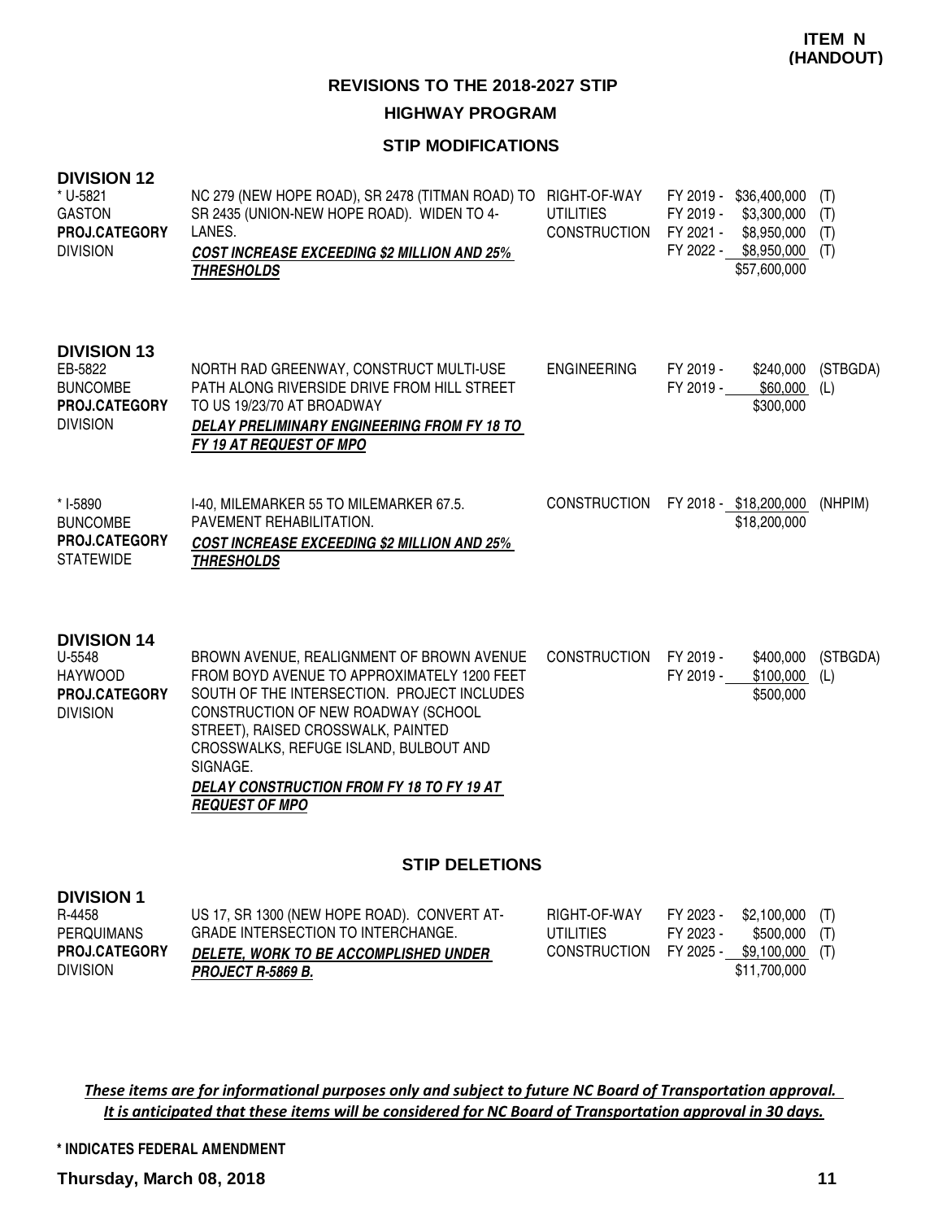**ITEM N (HANDOUT)**

## REVISIONS TO THE 2018-2027 STIP

### HIGHWAY PROGRAM

### STIP MODIFICATIONS

**DIVISION 12**

| Project | Description | Phase | Fiscal Year | Amount | Source |
|---|---|---|---|---|---|
| * U-5821<br>GASTON<br>**PROJ.CATEGORY**<br>DIVISION | NC 279 (NEW HOPE ROAD), SR 2478 (TITMAN ROAD) TO SR 2435 (UNION-NEW HOPE ROAD). WIDEN TO 4-LANES.<br>***COST INCREASE EXCEEDING $2 MILLION AND 25% THRESHOLDS*** | RIGHT-OF-WAY | FY 2019 - | $36,400,000 | (T) |
| | | UTILITIES | FY 2019 - | $3,300,000 | (T) |
| | | CONSTRUCTION | FY 2021 - | $8,950,000 | (T) |
| | | | FY 2022 - | $8,950,000 | (T) |
| | | | | $57,600,000 | |

**DIVISION 13**

| Project | Description | Phase | Fiscal Year | Amount | Source |
|---|---|---|---|---|---|
| EB-5822<br>BUNCOMBE<br>**PROJ.CATEGORY**<br>DIVISION | NORTH RAD GREENWAY, CONSTRUCT MULTI-USE PATH ALONG RIVERSIDE DRIVE FROM HILL STREET TO US 19/23/70 AT BROADWAY<br>***DELAY PRELIMINARY ENGINEERING FROM FY 18 TO FY 19 AT REQUEST OF MPO*** | ENGINEERING | FY 2019 - | $240,000 | (STBGDA) |
| | | | FY 2019 - | $60,000 | (L) |
| | | | | $300,000 | |
| * I-5890<br>BUNCOMBE<br>**PROJ.CATEGORY**<br>STATEWIDE | I-40, MILEMARKER 55 TO MILEMARKER 67.5. PAVEMENT REHABILITATION.<br>***COST INCREASE EXCEEDING $2 MILLION AND 25% THRESHOLDS*** | CONSTRUCTION | FY 2018 - | $18,200,000 | (NHPIM) |
| | | | | $18,200,000 | |

**DIVISION 14**

| Project | Description | Phase | Fiscal Year | Amount | Source |
|---|---|---|---|---|---|
| U-5548<br>HAYWOOD<br>**PROJ.CATEGORY**<br>DIVISION | BROWN AVENUE, REALIGNMENT OF BROWN AVENUE FROM BOYD AVENUE TO APPROXIMATELY 1200 FEET SOUTH OF THE INTERSECTION. PROJECT INCLUDES CONSTRUCTION OF NEW ROADWAY (SCHOOL STREET), RAISED CROSSWALK, PAINTED CROSSWALKS, REFUGE ISLAND, BULBOUT AND SIGNAGE.<br>***DELAY CONSTRUCTION FROM FY 18 TO FY 19 AT REQUEST OF MPO*** | CONSTRUCTION | FY 2019 - | $400,000 | (STBGDA) |
| | | | FY 2019 - | $100,000 | (L) |
| | | | | $500,000 | |

### STIP DELETIONS

**DIVISION 1**

| Project | Description | Phase | Fiscal Year | Amount | Source |
|---|---|---|---|---|---|
| R-4458<br>PERQUIMANS<br>**PROJ.CATEGORY**<br>DIVISION | US 17, SR 1300 (NEW HOPE ROAD). CONVERT AT-GRADE INTERSECTION TO INTERCHANGE.<br>***DELETE, WORK TO BE ACCOMPLISHED UNDER PROJECT R-5869 B.*** | RIGHT-OF-WAY | FY 2023 - | $2,100,000 | (T) |
| | | UTILITIES | FY 2023 - | $500,000 | (T) |
| | | CONSTRUCTION | FY 2025 - | $9,100,000 | (T) |
| | | | | $11,700,000 | |

*These items are for informational purposes only and subject to future NC Board of Transportation approval. It is anticipated that these items will be considered for NC Board of Transportation approval in 30 days.*

**\* INDICATES FEDERAL AMENDMENT**

**Thursday, March 08, 2018**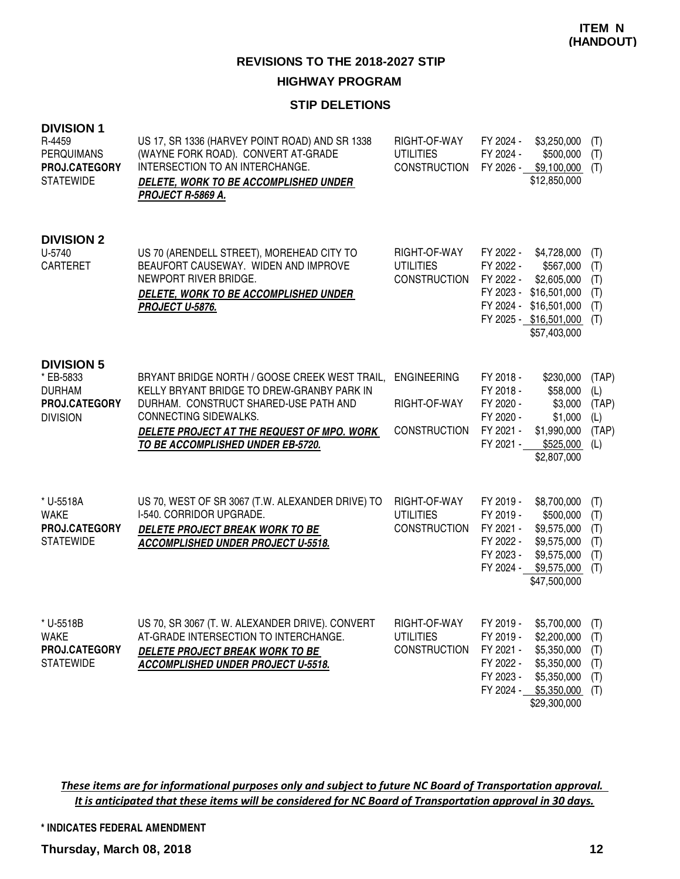**ITEM N (HANDOUT)**

## REVISIONS TO THE 2018-2027 STIP

### HIGHWAY PROGRAM

### STIP DELETIONS

**DIVISION 1**

| | | | | | |
|---|---|---|---|---|---|
| R-4459<br>PERQUIMANS<br>**PROJ.CATEGORY**<br>STATEWIDE | US 17, SR 1336 (HARVEY POINT ROAD) AND SR 1338 (WAYNE FORK ROAD). CONVERT AT-GRADE INTERSECTION TO AN INTERCHANGE.<br>***DELETE, WORK TO BE ACCOMPLISHED UNDER PROJECT R-5869 A.*** | RIGHT-OF-WAY | FY 2024 - | $3,250,000 | (T) |
| | | UTILITIES | FY 2024 - | $500,000 | (T) |
| | | CONSTRUCTION | FY 2026 - | $9,100,000 | (T) |
| | | | | $12,850,000 | |

**DIVISION 2**

| | | | | | |
|---|---|---|---|---|---|
| U-5740<br>CARTERET | US 70 (ARENDELL STREET), MOREHEAD CITY TO BEAUFORT CAUSEWAY. WIDEN AND IMPROVE NEWPORT RIVER BRIDGE.<br>***DELETE, WORK TO BE ACCOMPLISHED UNDER PROJECT U-5876.*** | RIGHT-OF-WAY | FY 2022 - | $4,728,000 | (T) |
| | | UTILITIES | FY 2022 - | $567,000 | (T) |
| | | CONSTRUCTION | FY 2022 - | $2,605,000 | (T) |
| | | | FY 2023 - | $16,501,000 | (T) |
| | | | FY 2024 - | $16,501,000 | (T) |
| | | | FY 2025 - | $16,501,000 | (T) |
| | | | | $57,403,000 | |

**DIVISION 5**

| | | | | | |
|---|---|---|---|---|---|
| * EB-5833<br>DURHAM<br>**PROJ.CATEGORY**<br>DIVISION | BRYANT BRIDGE NORTH / GOOSE CREEK WEST TRAIL, KELLY BRYANT BRIDGE TO DREW-GRANBY PARK IN DURHAM. CONSTRUCT SHARED-USE PATH AND CONNECTING SIDEWALKS.<br>***DELETE PROJECT AT THE REQUEST OF MPO. WORK TO BE ACCOMPLISHED UNDER EB-5720.*** | ENGINEERING | FY 2018 - | $230,000 | (TAP) |
| | | | FY 2018 - | $58,000 | (L) |
| | | RIGHT-OF-WAY | FY 2020 - | $3,000 | (TAP) |
| | | | FY 2020 - | $1,000 | (L) |
| | | CONSTRUCTION | FY 2021 - | $1,990,000 | (TAP) |
| | | | FY 2021 - | $525,000 | (L) |
| | | | | $2,807,000 | |
| * U-5518A<br>WAKE<br>**PROJ.CATEGORY**<br>STATEWIDE | US 70, WEST OF SR 3067 (T.W. ALEXANDER DRIVE) TO I-540. CORRIDOR UPGRADE.<br>***DELETE PROJECT BREAK WORK TO BE ACCOMPLISHED UNDER PROJECT U-5518.*** | RIGHT-OF-WAY | FY 2019 - | $8,700,000 | (T) |
| | | UTILITIES | FY 2019 - | $500,000 | (T) |
| | | CONSTRUCTION | FY 2021 - | $9,575,000 | (T) |
| | | | FY 2022 - | $9,575,000 | (T) |
| | | | FY 2023 - | $9,575,000 | (T) |
| | | | FY 2024 - | $9,575,000 | (T) |
| | | | | $47,500,000 | |
| * U-5518B<br>WAKE<br>**PROJ.CATEGORY**<br>STATEWIDE | US 70, SR 3067 (T. W. ALEXANDER DRIVE). CONVERT AT-GRADE INTERSECTION TO INTERCHANGE.<br>***DELETE PROJECT BREAK WORK TO BE ACCOMPLISHED UNDER PROJECT U-5518.*** | RIGHT-OF-WAY | FY 2019 - | $5,700,000 | (T) |
| | | UTILITIES | FY 2019 - | $2,200,000 | (T) |
| | | CONSTRUCTION | FY 2021 - | $5,350,000 | (T) |
| | | | FY 2022 - | $5,350,000 | (T) |
| | | | FY 2023 - | $5,350,000 | (T) |
| | | | FY 2024 - | $5,350,000 | (T) |
| | | | | $29,300,000 | |

*These items are for informational purposes only and subject to future NC Board of Transportation approval. It is anticipated that these items will be considered for NC Board of Transportation approval in 30 days.*

**\* INDICATES FEDERAL AMENDMENT**

**Thursday, March 08, 2018**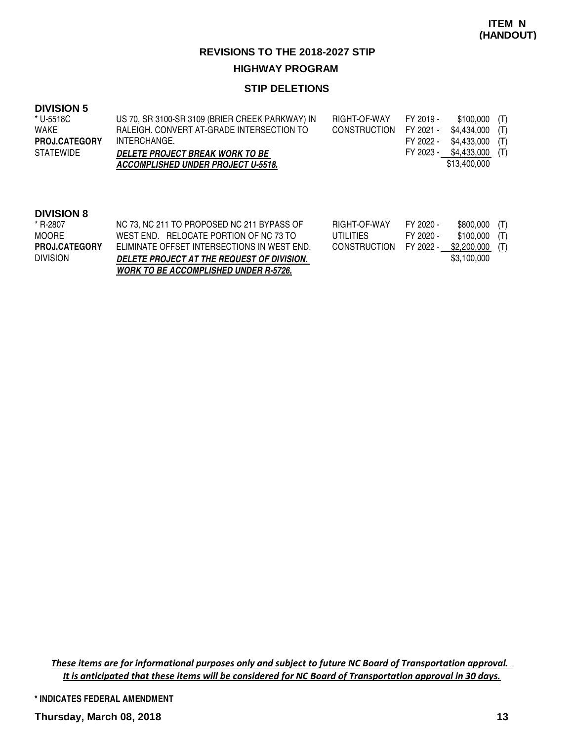**ITEM N (HANDOUT)**

## REVISIONS TO THE 2018-2027 STIP

### HIGHWAY PROGRAM

### STIP DELETIONS

**DIVISION 5**

| | | | | | |
|---|---|---|---|---|---|
| * U-5518C<br>WAKE<br>**PROJ.CATEGORY**<br>STATEWIDE | US 70, SR 3100-SR 3109 (BRIER CREEK PARKWAY) IN RALEIGH. CONVERT AT-GRADE INTERSECTION TO INTERCHANGE.<br>***DELETE PROJECT BREAK WORK TO BE ACCOMPLISHED UNDER PROJECT U-5518.*** | RIGHT-OF-WAY | FY 2019 - | $100,000 | (T) |
| | | CONSTRUCTION | FY 2021 - | $4,434,000 | (T) |
| | | | FY 2022 - | $4,433,000 | (T) |
| | | | FY 2023 - | $4,433,000 | (T) |
| | | | | $13,400,000 | |

**DIVISION 8**

| | | | | | |
|---|---|---|---|---|---|
| * R-2807<br>MOORE<br>**PROJ.CATEGORY**<br>DIVISION | NC 73, NC 211 TO PROPOSED NC 211 BYPASS OF WEST END. RELOCATE PORTION OF NC 73 TO ELIMINATE OFFSET INTERSECTIONS IN WEST END.<br>***DELETE PROJECT AT THE REQUEST OF DIVISION. WORK TO BE ACCOMPLISHED UNDER R-5726.*** | RIGHT-OF-WAY | FY 2020 - | $800,000 | (T) |
| | | UTILITIES | FY 2020 - | $100,000 | (T) |
| | | CONSTRUCTION | FY 2022 - | $2,200,000 | (T) |
| | | | | $3,100,000 | |

*These items are for informational purposes only and subject to future NC Board of Transportation approval. It is anticipated that these items will be considered for NC Board of Transportation approval in 30 days.*

**\* INDICATES FEDERAL AMENDMENT**

**Thursday, March 08, 2018**